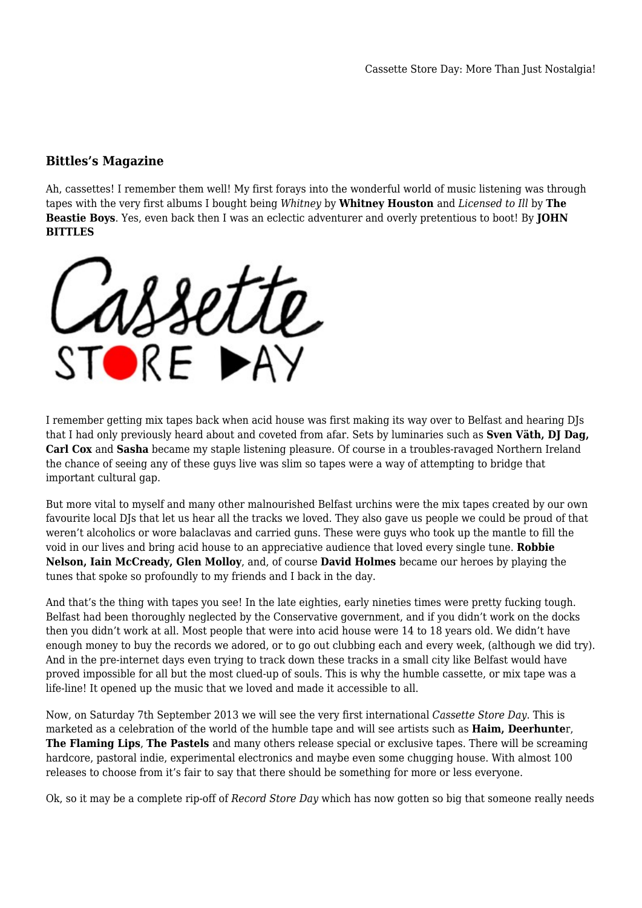## Bittles's Magazine

Ah, cassettes! I remember them well! My first forays into the wonderful world of music listening was through tapes with the very first albums I bought being *Whitney* by **Whitney Houston** and *Licensed to Ill* by **The Beastie Boys**. Yes, even back then I was an eclectic adventurer and overly pretentious to boot! By **JOHN BITTLES**

I remember getting mix tapes back when acid house was first making its way over to Belfast and hearing DJs that I had only previously heard about and coveted from afar. Sets by luminaries such as **Sven Väth, DJ Dag, Carl Cox** and **Sasha** became my staple listening pleasure. Of course in a troubles-ravaged Northern Ireland the chance of seeing any of these guys live was slim so tapes were a way of attempting to bridge that important cultural gap.

But more vital to myself and many other malnourished Belfast urchins were the mix tapes created by our own favourite local DJs that let us hear all the tracks we loved. They also gave us people we could be proud of that weren't alcoholics or wore balaclavas and carried guns. These were guys who took up the mantle to fill the void in our lives and bring acid house to an appreciative audience that loved every single tune. **Robbie Nelson, Iain McCready, Glen Molloy**, and, of course **David Holmes** became our heroes by playing the tunes that spoke so profoundly to my friends and I back in the day.

And that's the thing with tapes you see! In the late eighties, early nineties times were pretty fucking tough. Belfast had been thoroughly neglected by the Conservative government, and if you didn't work on the docks then you didn't work at all. Most people that were into acid house were 14 to 18 years old. We didn't have enough money to buy the records we adored, or to go out clubbing each and every week, (although we did try). And in the pre-internet days even trying to track down these tracks in a small city like Belfast would have proved impossible for all but the most clued-up of souls. This is why the humble cassette, or mix tape was a life-line! It opened up the music that we loved and made it accessible to all.

Now, on Saturday 7th September 2013 we will see the very first international *Cassette Store Day*. This is marketed as a celebration of the world of the humble tape and will see artists such as **Haim, Deerhunte**r, **The Flaming Lips**, **The Pastels** and many others release special or exclusive tapes. There will be screaming hardcore, pastoral indie, experimental electronics and maybe even some chugging house. With almost 100 releases to choose from it's fair to say that there should be something for more or less everyone.

Ok, so it may be a complete rip-off of *Record Store Day* which has now gotten so big that someone really needs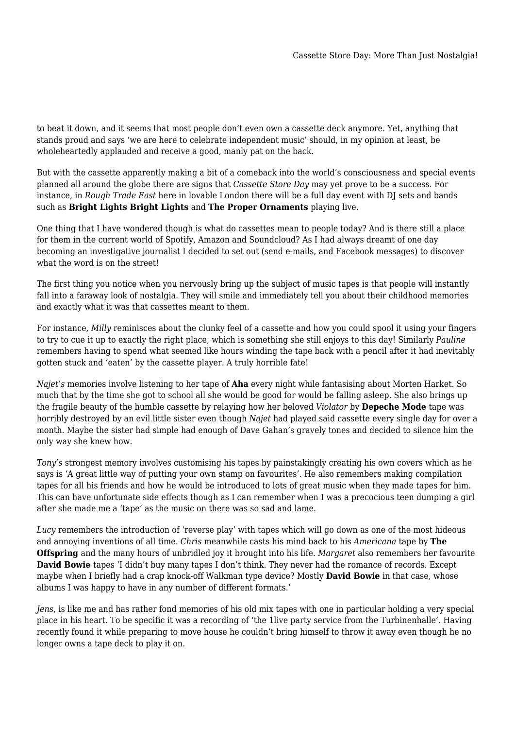to beat it down, and it seems that most people don't even own a cassette deck anymore. Yet, anything that stands proud and says 'we are here to celebrate independent music' should, in my opinion at least, be wholeheartedly applauded and receive a good, manly pat on the back.

But with the cassette apparently making a bit of a comeback into the world's consciousness and special events planned all around the globe there are signs that *Cassette Store Day* may yet prove to be a success. For instance, in *Rough Trade East* here in lovable London there will be a full day event with DJ sets and bands such as **Bright Lights Bright Lights** and **The Proper Ornaments** playing live.

One thing that I have wondered though is what do cassettes mean to people today? And is there still a place for them in the current world of Spotify, Amazon and Soundcloud? As I had always dreamt of one day becoming an investigative journalist I decided to set out (send e-mails, and Facebook messages) to discover what the word is on the street!

The first thing you notice when you nervously bring up the subject of music tapes is that people will instantly fall into a faraway look of nostalgia. They will smile and immediately tell you about their childhood memories and exactly what it was that cassettes meant to them.

For instance, *Milly* reminisces about the clunky feel of a cassette and how you could spool it using your fingers to try to cue it up to exactly the right place, which is something she still enjoys to this day! Similarly *Pauline* remembers having to spend what seemed like hours winding the tape back with a pencil after it had inevitably gotten stuck and 'eaten' by the cassette player. A truly horrible fate!

*Najet's* memories involve listening to her tape of **Aha** every night while fantasising about Morten Harket. So much that by the time she got to school all she would be good for would be falling asleep. She also brings up the fragile beauty of the humble cassette by relaying how her beloved *Violator* by **Depeche Mode** tape was horribly destroyed by an evil little sister even though *Najet* had played said cassette every single day for over a month. Maybe the sister had simple had enough of Dave Gahan's gravely tones and decided to silence him the only way she knew how.

*Tony's* strongest memory involves customising his tapes by painstakingly creating his own covers which as he says is 'A great little way of putting your own stamp on favourites'. He also remembers making compilation tapes for all his friends and how he would be introduced to lots of great music when they made tapes for him. This can have unfortunate side effects though as I can remember when I was a precocious teen dumping a girl after she made me a 'tape' as the music on there was so sad and lame.

*Lucy* remembers the introduction of 'reverse play' with tapes which will go down as one of the most hideous and annoying inventions of all time. *Chris* meanwhile casts his mind back to his *Americana* tape by **The Offspring** and the many hours of unbridled joy it brought into his life. *Margaret* also remembers her favourite **David Bowie** tapes 'I didn't buy many tapes I don't think. They never had the romance of records. Except maybe when I briefly had a crap knock-off Walkman type device? Mostly **David Bowie** in that case, whose albums I was happy to have in any number of different formats.'

*Jens*, is like me and has rather fond memories of his old mix tapes with one in particular holding a very special place in his heart. To be specific it was a recording of 'the 1live party service from the Turbinenhalle'. Having recently found it while preparing to move house he couldn't bring himself to throw it away even though he no longer owns a tape deck to play it on.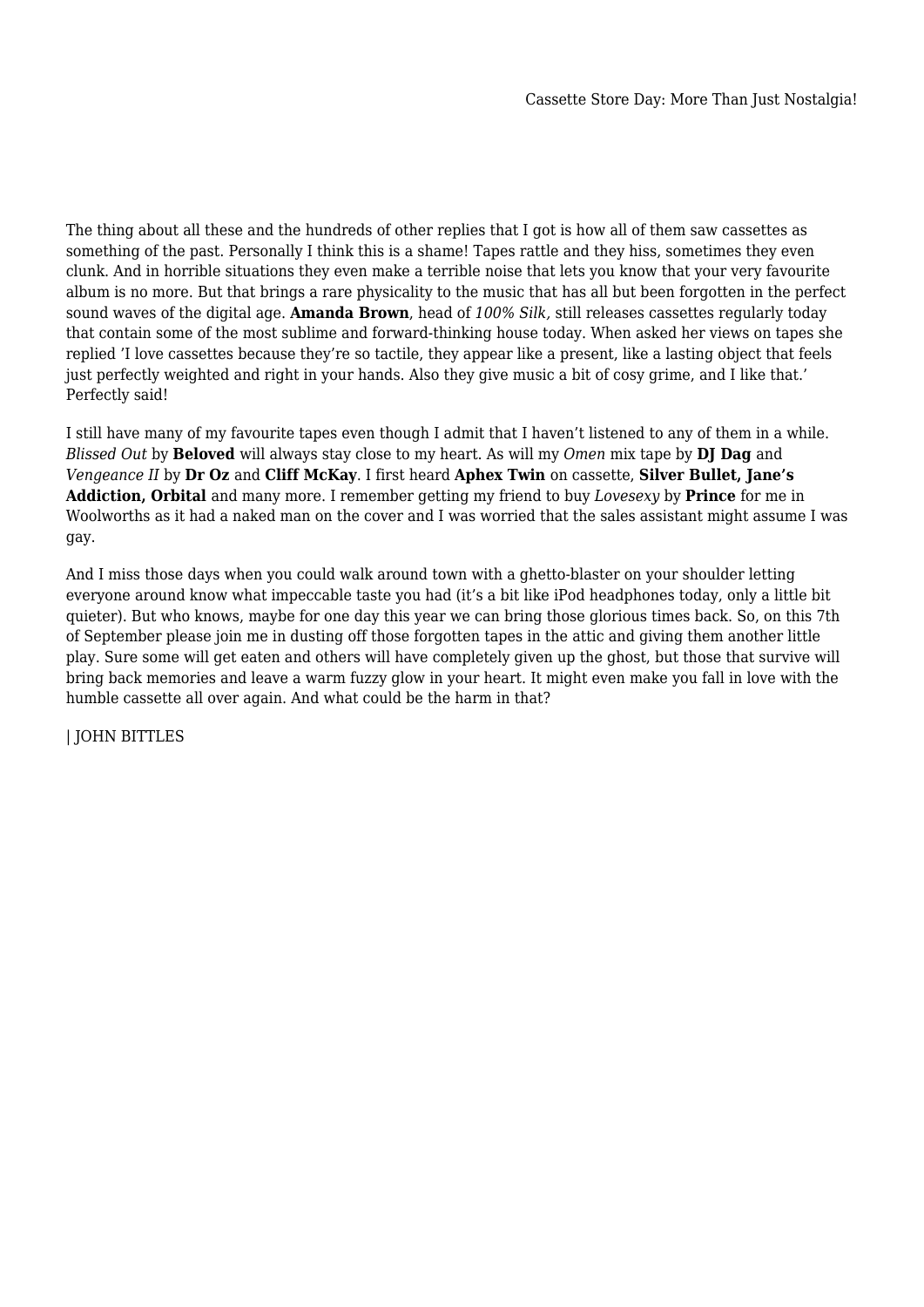The thing about all these and the hundreds of other replies that I got is how all of them saw cassettes as something of the past. Personally I think this is a shame! Tapes rattle and they hiss, sometimes they even clunk. And in horrible situations they even make a terrible noise that lets you know that your very favourite album is no more. But that brings a rare physicality to the music that has all but been forgotten in the perfect sound waves of the digital age. **Amanda Brown**, head of *100% Silk,* still releases cassettes regularly today that contain some of the most sublime and forward-thinking house today. When asked her views on tapes she replied 'I love cassettes because they're so tactile, they appear like a present, like a lasting object that feels just perfectly weighted and right in your hands. Also they give music a bit of cosy grime, and I like that.' Perfectly said!

I still have many of my favourite tapes even though I admit that I haven't listened to any of them in a while. *Blissed Out* by **Beloved** will always stay close to my heart. As will my *Omen* mix tape by **DJ Dag** and *Vengeance II* by **Dr Oz** and **Cliff McKay**. I first heard **Aphex Twin** on cassette, **Silver Bullet, Jane's Addiction, Orbital** and many more. I remember getting my friend to buy *Lovesexy* by **Prince** for me in Woolworths as it had a naked man on the cover and I was worried that the sales assistant might assume I was gay.

And I miss those days when you could walk around town with a ghetto-blaster on your shoulder letting everyone around know what impeccable taste you had (it's a bit like iPod headphones today, only a little bit quieter). But who knows, maybe for one day this year we can bring those glorious times back. So, on this 7th of September please join me in dusting off those forgotten tapes in the attic and giving them another little play. Sure some will get eaten and others will have completely given up the ghost, but those that survive will bring back memories and leave a warm fuzzy glow in your heart. It might even make you fall in love with the humble cassette all over again. And what could be the harm in that?

| JOHN BITTLES